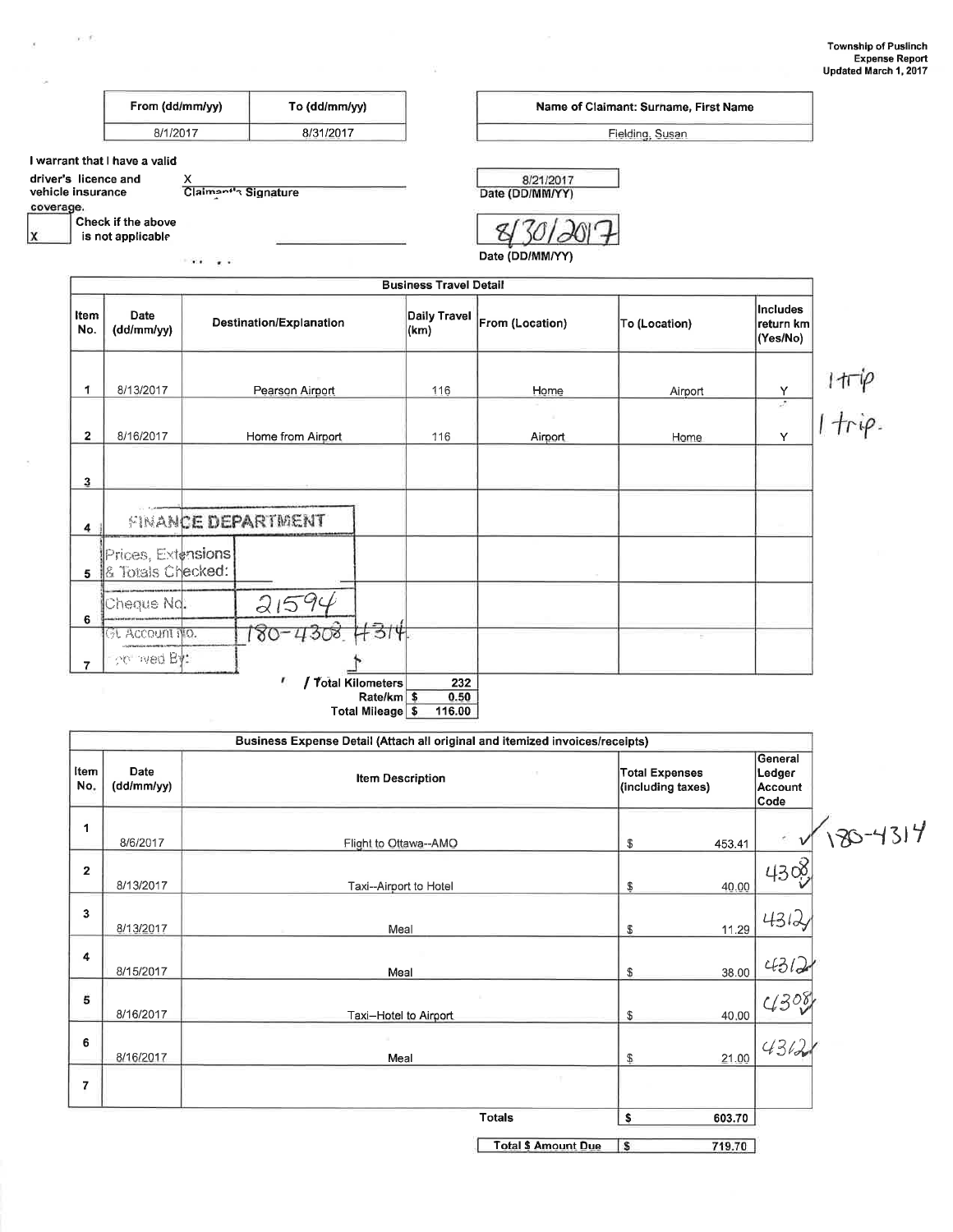Township of Puslinch
Expense Report
Updated March 1, 2017

| From (dd/mm/yy) | To (dd/mm/yy) |
|---|---|
| 8/1/2017 | 8/31/2017 |

| Name of Claimant: Surname, First Name |
|---|
| Fielding, Susan |

I warrant that I have a valid driver's licence and vehicle insurance coverage.

X
Claimant's Signature

8/21/2017
Date (DD/MM/YY)

[X] Check if the above is not applicable

8/30/2017
Date (DD/MM/YY)

## Business Travel Detail

| Item No. | Date (dd/mm/yy) | Destination/Explanation | Daily Travel (km) | From (Location) | To (Location) | Includes return km (Yes/No) | |
|---|---|---|---|---|---|---|---|
| 1 | 8/13/2017 | Pearson Airport | 116 | Home | Airport | Y | 1 trip |
| 2 | 8/16/2017 | Home from Airport | 116 | Airport | Home | Y | 1 trip. |
| 3 | | | | | | | |
| 4 | | | | | | | |
| 5 | | | | | | | |
| 6 | | | | | | | |
| 7 | | | | | | | |

FINANCE DEPARTMENT

| | |
|---|---|
| Prices, Extensions & Totals Checked: | |
| Cheque No. | 21594 |
| GL Account No. | 180-4308 4314 |
| Received By: | |

| | |
|---|---|
| Total Kilometers | 232 |
| Rate/km | $ 0.50 |
| Total Mileage | $ 116.00 |

## Business Expense Detail (Attach all original and itemized invoices/receipts)

| Item No. | Date (dd/mm/yy) | Item Description | Total Expenses (including taxes) | General Ledger Account Code |
|---|---|---|---|---|
| 1 | 8/6/2017 | Flight to Ottawa--AMO | $ 453.41 | ✓ 180-4314 |
| 2 | 8/13/2017 | Taxi--Airport to Hotel | $ 40.00 | 4308 ✓ |
| 3 | 8/13/2017 | Meal | $ 11.29 | 4312 ✓ |
| 4 | 8/15/2017 | Meal | $ 38.00 | 4312 ✓ |
| 5 | 8/16/2017 | Taxi--Hotel to Airport | $ 40.00 | 4308 ✓ |
| 6 | 8/16/2017 | Meal | $ 21.00 | 4312 ✓ |
| 7 | | | | |
| | | Totals | $ 603.70 | |

| Total $ Amount Due | $ 719.70 |
|---|---|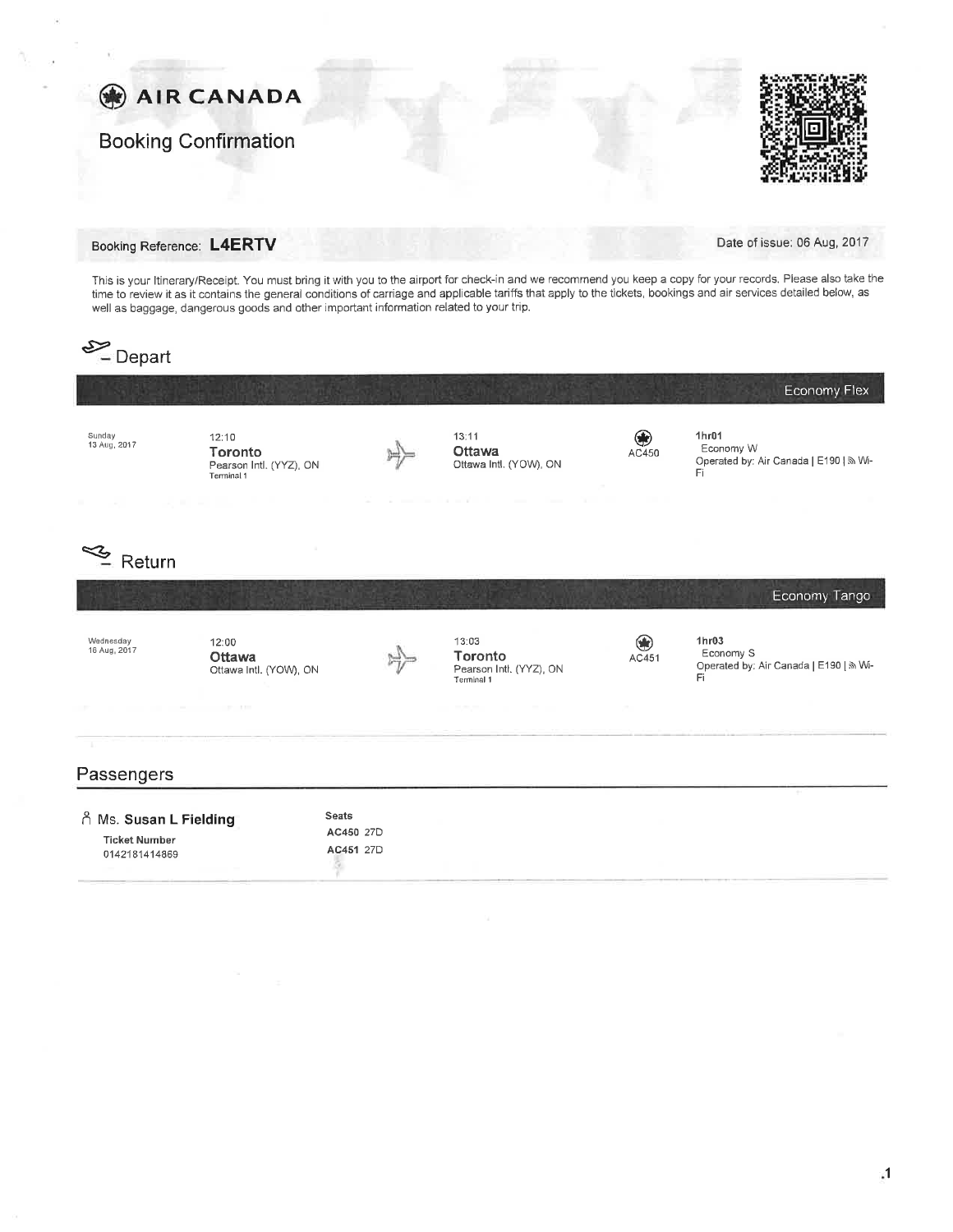# AIR CANADA

## Booking Confirmation

Booking Reference: **L4ERTV**

Date of issue: 06 Aug, 2017

This is your Itinerary/Receipt. You must bring it with you to the airport for check-in and we recommend you keep a copy for your records. Please also take the time to review it as it contains the general conditions of carriage and applicable tariffs that apply to the tickets, bookings and air services detailed below, as well as baggage, dangerous goods and other important information related to your trip.

## Depart

**Economy Flex**

| Date | Departure | Arrival | Flight | Details |
| --- | --- | --- | --- | --- |
| Sunday 13 Aug, 2017 | 12:10 **Toronto** Pearson Intl. (YYZ), ON Terminal 1 | 13:11 **Ottawa** Ottawa Intl. (YOW), ON | AC450 | **1hr01** Economy W Operated by: Air Canada \| E190 \| Wi-Fi |

## Return

**Economy Tango**

| Date | Departure | Arrival | Flight | Details |
| --- | --- | --- | --- | --- |
| Wednesday 16 Aug, 2017 | 12:00 **Ottawa** Ottawa Intl. (YOW), ON | 13:03 **Toronto** Pearson Intl. (YYZ), ON Terminal 1 | AC451 | **1hr03** Economy S Operated by: Air Canada \| E190 \| Wi-Fi |

## Passengers

**Ms. Susan L Fielding**

**Ticket Number**
0142181414869

**Seats**
**AC450** 27D
**AC451** 27D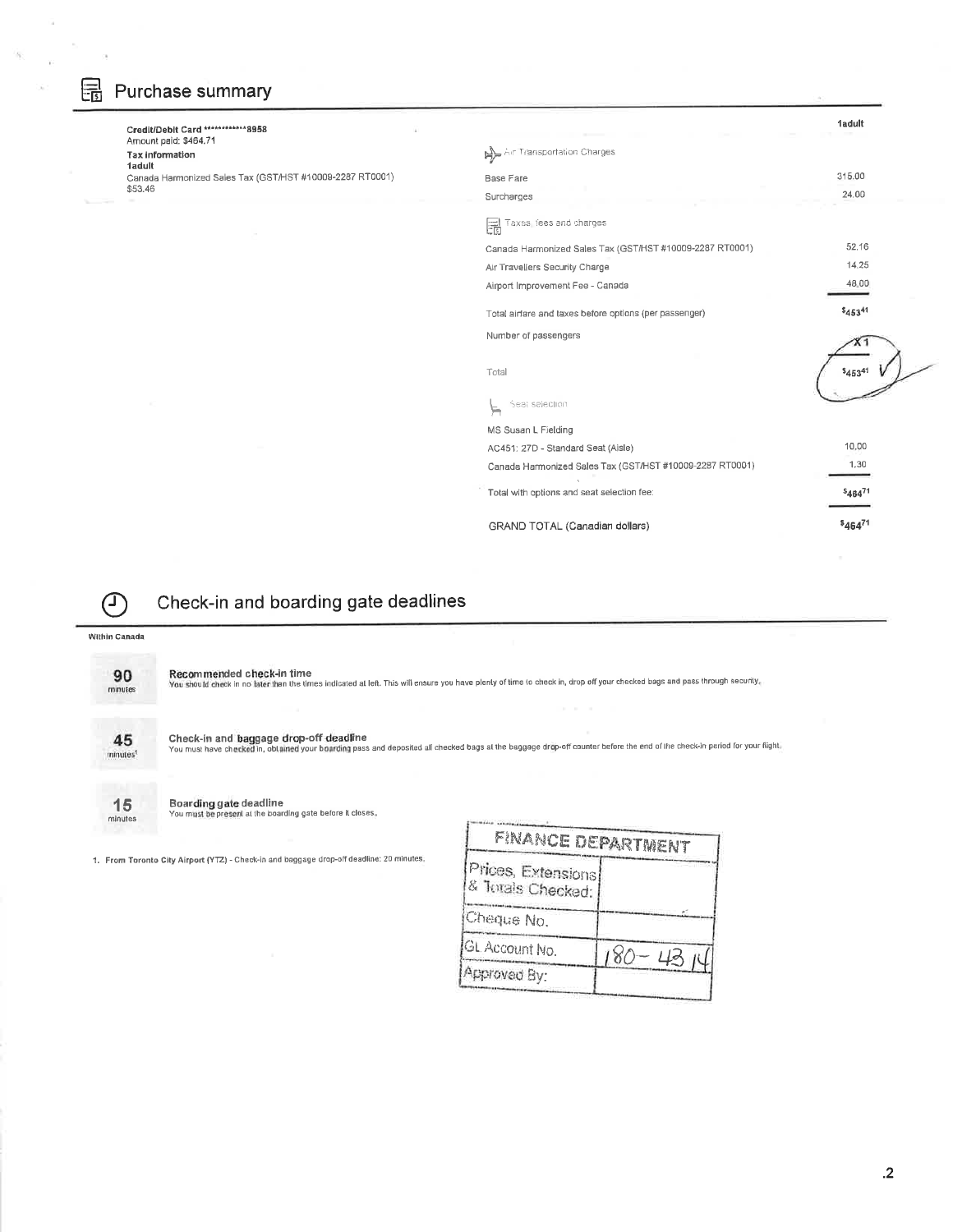## Purchase summary

**Credit/Debit Card \*\*\*\*\*\*\*\*\*\*\*\*8958**
Amount paid: $464.71

**Tax information**
**1adult**
Canada Harmonized Sales Tax (GST/HST #10009-2287 RT0001)
$53.46

| | 1adult |
|---|---|
| **Air Transportation Charges** | |
| Base Fare | 315.00 |
| Surcharges | 24.00 |
| **Taxes, fees and charges** | |
| Canada Harmonized Sales Tax (GST/HST #10009-2287 RT0001) | 52.16 |
| Air Travellers Security Charge | 14.25 |
| Airport Improvement Fee - Canada | 48.00 |
| Total airfare and taxes before options (per passenger) | $453.41 |
| Number of passengers | X1 |
| Total | $453.41 ✓ |
| **Seat selection** | |
| MS Susan L Fielding | |
| AC451: 27D - Standard Seat (Aisle) | 10.00 |
| Canada Harmonized Sales Tax (GST/HST #10009-2287 RT0001) | 1.30 |
| Total with options and seat selection fee: | $464.71 |
| GRAND TOTAL (Canadian dollars) | $464.71 |

## Check-in and boarding gate deadlines

**Within Canada**

**90 minutes** — **Recommended check-in time**
You should check in no later than the times indicated at left. This will ensure you have plenty of time to check in, drop off your checked bags and pass through security.

**45 minutes[1]** — **Check-in and baggage drop-off deadline**
You must have checked in, obtained your boarding pass and deposited all checked bags at the baggage drop-off counter before the end of the check-in period for your flight.

**15 minutes** — **Boarding gate deadline**
You must be present at the boarding gate before it closes.

1. From Toronto City Airport (YTZ) - Check-in and baggage drop-off deadline: 20 minutes.

| FINANCE DEPARTMENT | |
|---|---|
| Prices, Extensions & Totals Checked: | |
| Cheque No. | |
| GL Account No. | 180-4314 |
| Approved By: | |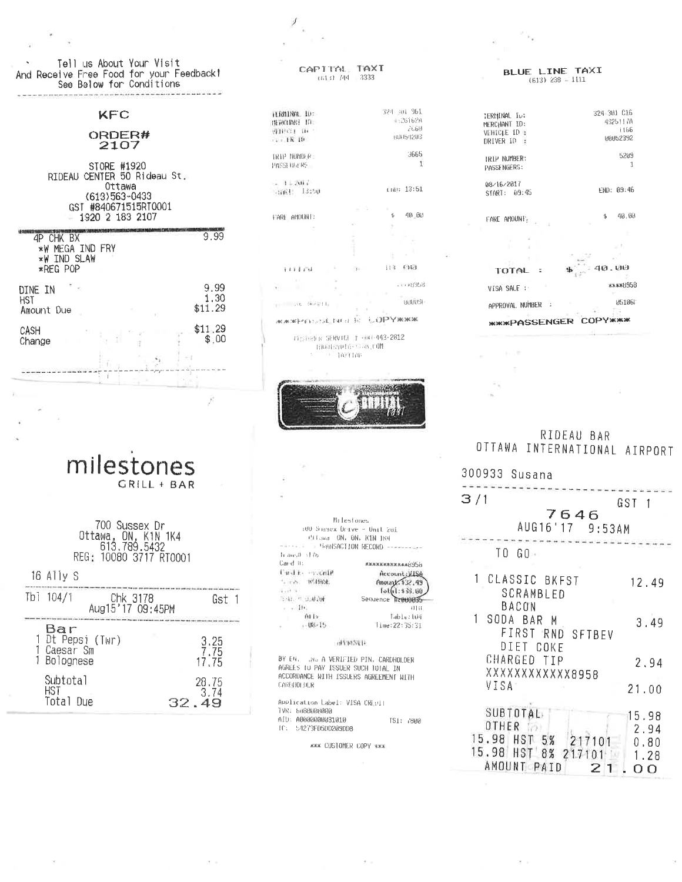Tell us About Your Visit
And Receive Free Food for your Feedback!
See Below for Conditions

## KFC

**ORDER#**
**2107**

STORE #1920
RIDEAU CENTER 50 Rideau St.
Ottawa
(613)563-0433
GST #840671515RT0001
1920 2 183 2107

| | |
|---|---|
| 4P CHK BX | 9.99 |
| *W MEGA IND FRY | |
| *W IND SLAW | |
| *REG POP | |
| DINE IN | 9.99 |
| HST | 1.30 |
| Amount Due | $11.29 |
| CASH | $11.29 |
| Change | $.00 |

## CAPITAL TAXI

(613) 744 3333

| | |
|---|---|
| TERMINAL ID: | 324 301 961 |
| MERCHANT ID: | 4326162A |
| VEHICLE ID: | 2660 |
| DRIVER ID: | 00054203 |
| TRIP NUMBER: | 3665 |
| PASSENGERS: | 1 |
| 1 2017 START: 13:50 | END: 13:51 |
| FARE AMOUNT: | $ 40.00 |
| TOTAL: | $ 40.00 |
| | ****8958 |
| | 000051 |

***PASSENGER COPY***

CUSTOMER SERVICE 1-800-443-2812
[unclear].COM

## BLUE LINE TAXI

(613) 238 - 1111

| | |
|---|---|
| TERMINAL ID: | 324 301 C16 |
| MERCHANT ID: | 4325117A |
| VEHICLE ID: | 1166 |
| DRIVER ID: | 00052392 |
| TRIP NUMBER: | 5209 |
| PASSENGERS: | 1 |
| 08/16/2017 START: 09:45 | END: 09:46 |
| FARE AMOUNT: | $ 40.00 |
| TOTAL: | $ 40.00 |
| VISA SALE: | ****8958 |
| APPROVAL NUMBER: | 05106 |

***PASSENGER COPY***

## milestones

GRILL + BAR

700 Sussex Dr
Ottawa, ON, K1N 1K4
613.789.5432
REG: 10080 3717 RT0001

16 Ally S

| Tbl 104/1 | Chk 3178 Aug15'17 09:45PM | Gst 1 |
|---|---|---|

Bar

| | |
|---|---|
| 1 Dt Pepsi (Twr) | 3.25 |
| 1 Caesar Sm | 7.75 |
| 1 Bolognese | 17.75 |
| Subtotal | 28.75 |
| HST | 3.74 |
| Total Due | 32.49 |

Milestones
700 Sussex Drive - Unit 201
Ottawa ON, ON, K1N 1K4
TRANSACTION RECORD

| | |
|---|---|
| Trans# 3176 | |
| Card #: | ************8958 |
| Card Entry: | Account: VISA |
| Trans: PURCHASE | Amount: 32.49 |
| | Total: 38.00 |
| | Sequence |
| | Table: 104 |
| 08-15 | Time: 22:35:31 |

APPROVED

BY ENTERING A VERIFIED PIN, CARDHOLDER AGREES TO PAY ISSUER SUCH TOTAL IN ACCORDANCE WITH ISSUERS AGREEMENT WITH CARDHOLDER

Application Label: VISA CREDIT
TVR: 0080008000
AID: A0000000031010 TSI: 7800
TC: 54273FD5DD209DD8

*** CUSTOMER COPY ***

## RIDEAU BAR
OTTAWA INTERNATIONAL AIRPORT

300933 Susana

| 3/1 | 7646 AUG16'17 9:53AM | GST 1 |
|---|---|---|

TO GO

| | |
|---|---|
| 1 CLASSIC BKFST | 12.49 |
| SCRAMBLED | |
| BACON | |
| 1 SODA BAR M | 3.49 |
| FIRST RND SFTBEV | |
| DIET COKE | |
| CHARGED TIP | 2.94 |
| XXXXXXXXXXXX8958 | |
| VISA | 21.00 |
| SUBTOTAL | 15.98 |
| OTHER | 2.94 |
| 15.98 HST 5% 217101 | 0.80 |
| 15.98 HST 8% 217101 | 1.28 |
| AMOUNT PAID | 21.00 |